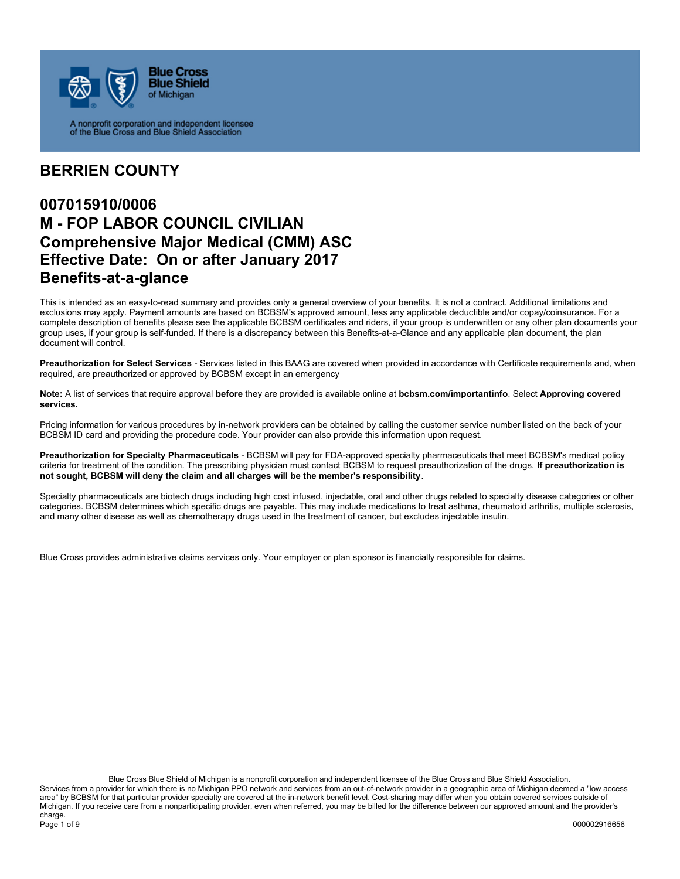Blue Cross Blue Shield of Michigan

A nonprofit corporation and independent licensee of the Blue Cross and Blue Shield Association

# BERRIEN COUNTY

## 007015910/0006
## M - FOP LABOR COUNCIL CIVILIAN
## Comprehensive Major Medical (CMM) ASC
## Effective Date: On or after January 2017
## Benefits-at-a-glance

This is intended as an easy-to-read summary and provides only a general overview of your benefits. It is not a contract. Additional limitations and exclusions may apply. Payment amounts are based on BCBSM's approved amount, less any applicable deductible and/or copay/coinsurance. For a complete description of benefits please see the applicable BCBSM certificates and riders, if your group is underwritten or any other plan documents your group uses, if your group is self-funded. If there is a discrepancy between this Benefits-at-a-Glance and any applicable plan document, the plan document will control.

**Preauthorization for Select Services** - Services listed in this BAAG are covered when provided in accordance with Certificate requirements and, when required, are preauthorized or approved by BCBSM except in an emergency

**Note:** A list of services that require approval **before** they are provided is available online at **bcbsm.com/importantinfo**. Select **Approving covered services.**

Pricing information for various procedures by in-network providers can be obtained by calling the customer service number listed on the back of your BCBSM ID card and providing the procedure code. Your provider can also provide this information upon request.

**Preauthorization for Specialty Pharmaceuticals** - BCBSM will pay for FDA-approved specialty pharmaceuticals that meet BCBSM's medical policy criteria for treatment of the condition. The prescribing physician must contact BCBSM to request preauthorization of the drugs. **If preauthorization is not sought, BCBSM will deny the claim and all charges will be the member's responsibility**.

Specialty pharmaceuticals are biotech drugs including high cost infused, injectable, oral and other drugs related to specialty disease categories or other categories. BCBSM determines which specific drugs are payable. This may include medications to treat asthma, rheumatoid arthritis, multiple sclerosis, and many other disease as well as chemotherapy drugs used in the treatment of cancer, but excludes injectable insulin.

Blue Cross provides administrative claims services only. Your employer or plan sponsor is financially responsible for claims.

Blue Cross Blue Shield of Michigan is a nonprofit corporation and independent licensee of the Blue Cross and Blue Shield Association.
Services from a provider for which there is no Michigan PPO network and services from an out-of-network provider in a geographic area of Michigan deemed a "low access area" by BCBSM for that particular provider specialty are covered at the in-network benefit level. Cost-sharing may differ when you obtain covered services outside of Michigan. If you receive care from a nonparticipating provider, even when referred, you may be billed for the difference between our approved amount and the provider's charge.

000002916656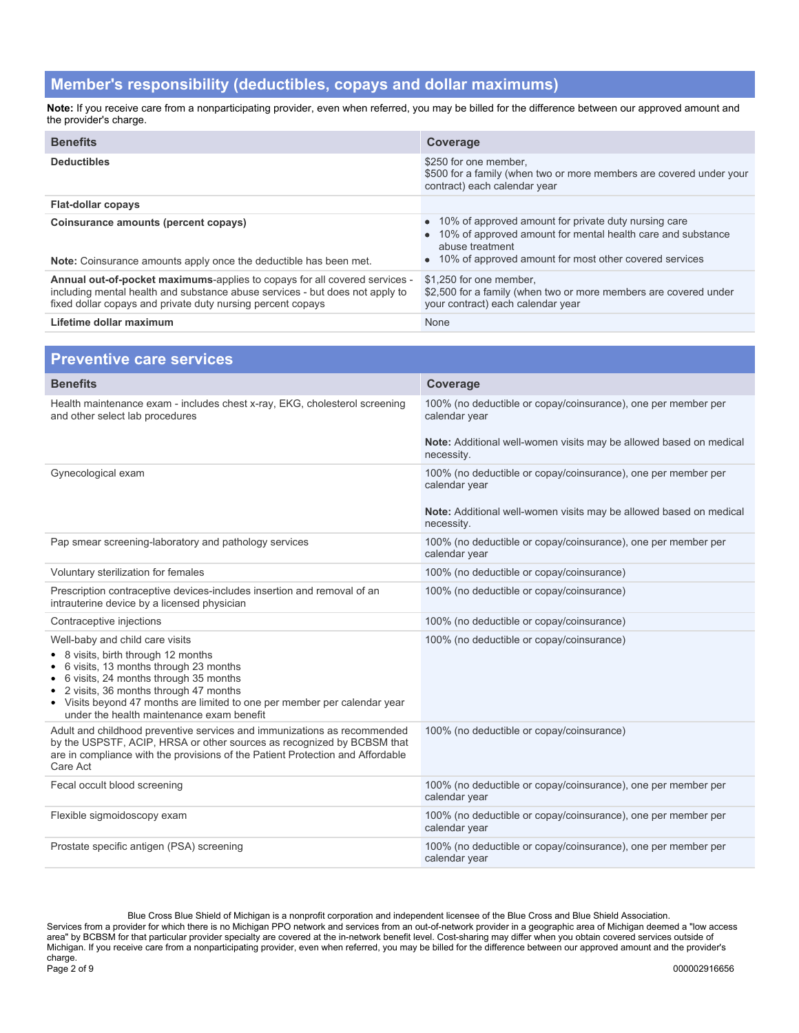## Member's responsibility (deductibles, copays and dollar maximums)

**Note:** If you receive care from a nonparticipating provider, even when referred, you may be billed for the difference between our approved amount and the provider's charge.

| Benefits | Coverage |
|---|---|
| **Deductibles** | $250 for one member,<br>$500 for a family (when two or more members are covered under your contract) each calendar year |
| **Flat-dollar copays** | |
| **Coinsurance amounts (percent copays)**<br><br>**Note:** Coinsurance amounts apply once the deductible has been met. | • 10% of approved amount for private duty nursing care<br>• 10% of approved amount for mental health care and substance abuse treatment<br>• 10% of approved amount for most other covered services |
| **Annual out-of-pocket maximums**-applies to copays for all covered services - including mental health and substance abuse services - but does not apply to fixed dollar copays and private duty nursing percent copays | $1,250 for one member,<br>$2,500 for a family (when two or more members are covered under your contract) each calendar year |
| **Lifetime dollar maximum** | None |

## Preventive care services

| Benefits | Coverage |
|---|---|
| Health maintenance exam - includes chest x-ray, EKG, cholesterol screening and other select lab procedures | 100% (no deductible or copay/coinsurance), one per member per calendar year<br><br>**Note:** Additional well-women visits may be allowed based on medical necessity. |
| Gynecological exam | 100% (no deductible or copay/coinsurance), one per member per calendar year<br><br>**Note:** Additional well-women visits may be allowed based on medical necessity. |
| Pap smear screening-laboratory and pathology services | 100% (no deductible or copay/coinsurance), one per member per calendar year |
| Voluntary sterilization for females | 100% (no deductible or copay/coinsurance) |
| Prescription contraceptive devices-includes insertion and removal of an intrauterine device by a licensed physician | 100% (no deductible or copay/coinsurance) |
| Contraceptive injections | 100% (no deductible or copay/coinsurance) |
| Well-baby and child care visits<br>• 8 visits, birth through 12 months<br>• 6 visits, 13 months through 23 months<br>• 6 visits, 24 months through 35 months<br>• 2 visits, 36 months through 47 months<br>• Visits beyond 47 months are limited to one per member per calendar year under the health maintenance exam benefit | 100% (no deductible or copay/coinsurance) |
| Adult and childhood preventive services and immunizations as recommended by the USPSTF, ACIP, HRSA or other sources as recognized by BCBSM that are in compliance with the provisions of the Patient Protection and Affordable Care Act | 100% (no deductible or copay/coinsurance) |
| Fecal occult blood screening | 100% (no deductible or copay/coinsurance), one per member per calendar year |
| Flexible sigmoidoscopy exam | 100% (no deductible or copay/coinsurance), one per member per calendar year |
| Prostate specific antigen (PSA) screening | 100% (no deductible or copay/coinsurance), one per member per calendar year |

Blue Cross Blue Shield of Michigan is a nonprofit corporation and independent licensee of the Blue Cross and Blue Shield Association.
Services from a provider for which there is no Michigan PPO network and services from an out-of-network provider in a geographic area of Michigan deemed a "low access area" by BCBSM for that particular provider specialty are covered at the in-network benefit level. Cost-sharing may differ when you obtain covered services outside of Michigan. If you receive care from a nonparticipating provider, even when referred, you may be billed for the difference between our approved amount and the provider's charge.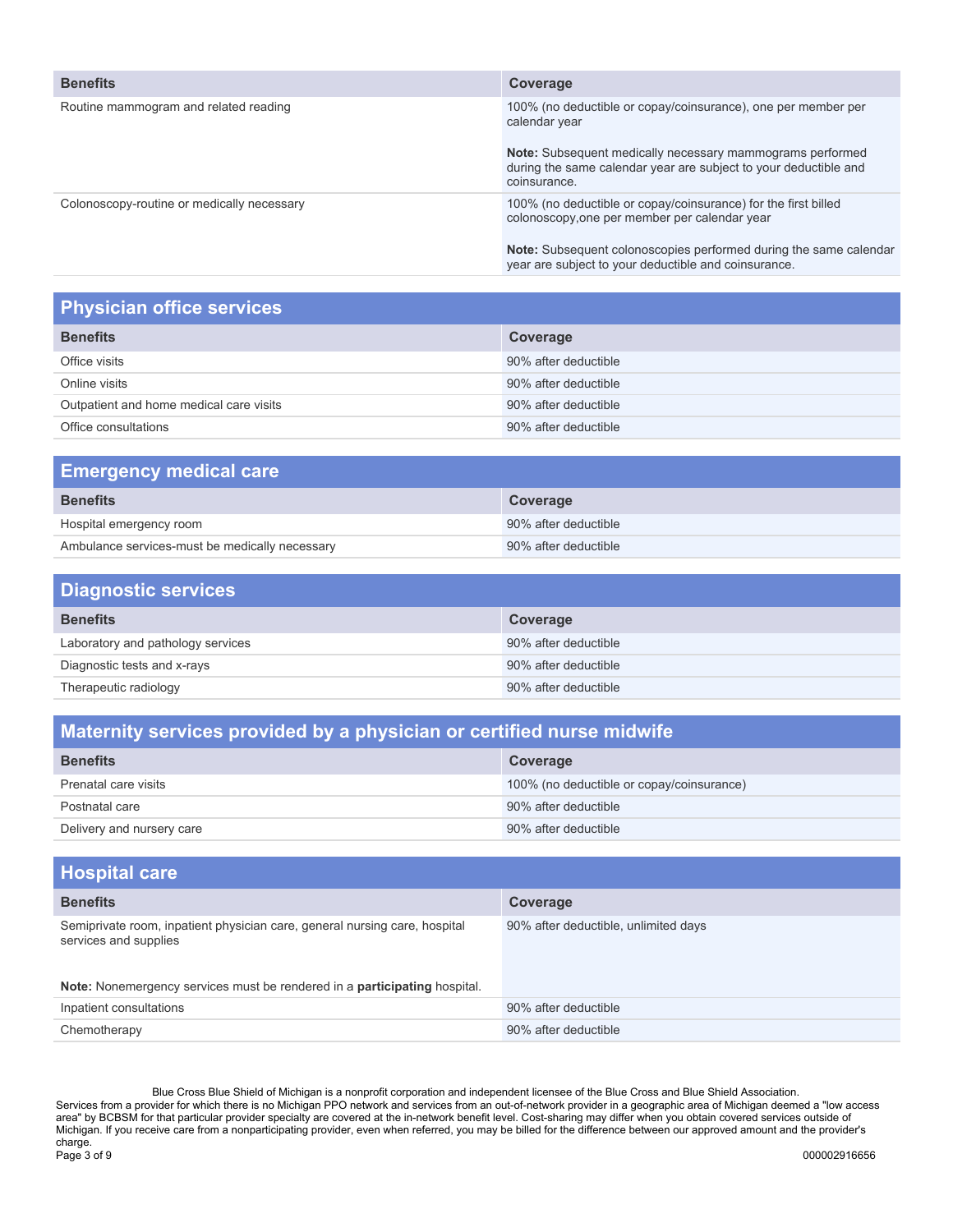| Benefits | Coverage |
|---|---|
| Routine mammogram and related reading | 100% (no deductible or copay/coinsurance), one per member per calendar year<br><br>**Note:** Subsequent medically necessary mammograms performed during the same calendar year are subject to your deductible and coinsurance. |
| Colonoscopy-routine or medically necessary | 100% (no deductible or copay/coinsurance) for the first billed colonoscopy,one per member per calendar year<br><br>**Note:** Subsequent colonoscopies performed during the same calendar year are subject to your deductible and coinsurance. |

## Physician office services

| Benefits | Coverage |
|---|---|
| Office visits | 90% after deductible |
| Online visits | 90% after deductible |
| Outpatient and home medical care visits | 90% after deductible |
| Office consultations | 90% after deductible |

## Emergency medical care

| Benefits | Coverage |
|---|---|
| Hospital emergency room | 90% after deductible |
| Ambulance services-must be medically necessary | 90% after deductible |

## Diagnostic services

| Benefits | Coverage |
|---|---|
| Laboratory and pathology services | 90% after deductible |
| Diagnostic tests and x-rays | 90% after deductible |
| Therapeutic radiology | 90% after deductible |

## Maternity services provided by a physician or certified nurse midwife

| Benefits | Coverage |
|---|---|
| Prenatal care visits | 100% (no deductible or copay/coinsurance) |
| Postnatal care | 90% after deductible |
| Delivery and nursery care | 90% after deductible |

## Hospital care

| Benefits | Coverage |
|---|---|
| Semiprivate room, inpatient physician care, general nursing care, hospital services and supplies<br><br>**Note:** Nonemergency services must be rendered in a **participating** hospital. | 90% after deductible, unlimited days |
| Inpatient consultations | 90% after deductible |
| Chemotherapy | 90% after deductible |

Blue Cross Blue Shield of Michigan is a nonprofit corporation and independent licensee of the Blue Cross and Blue Shield Association.
Services from a provider for which there is no Michigan PPO network and services from an out-of-network provider in a geographic area of Michigan deemed a "low access area" by BCBSM for that particular provider specialty are covered at the in-network benefit level. Cost-sharing may differ when you obtain covered services outside of Michigan. If you receive care from a nonparticipating provider, even when referred, you may be billed for the difference between our approved amount and the provider's charge.

000002916656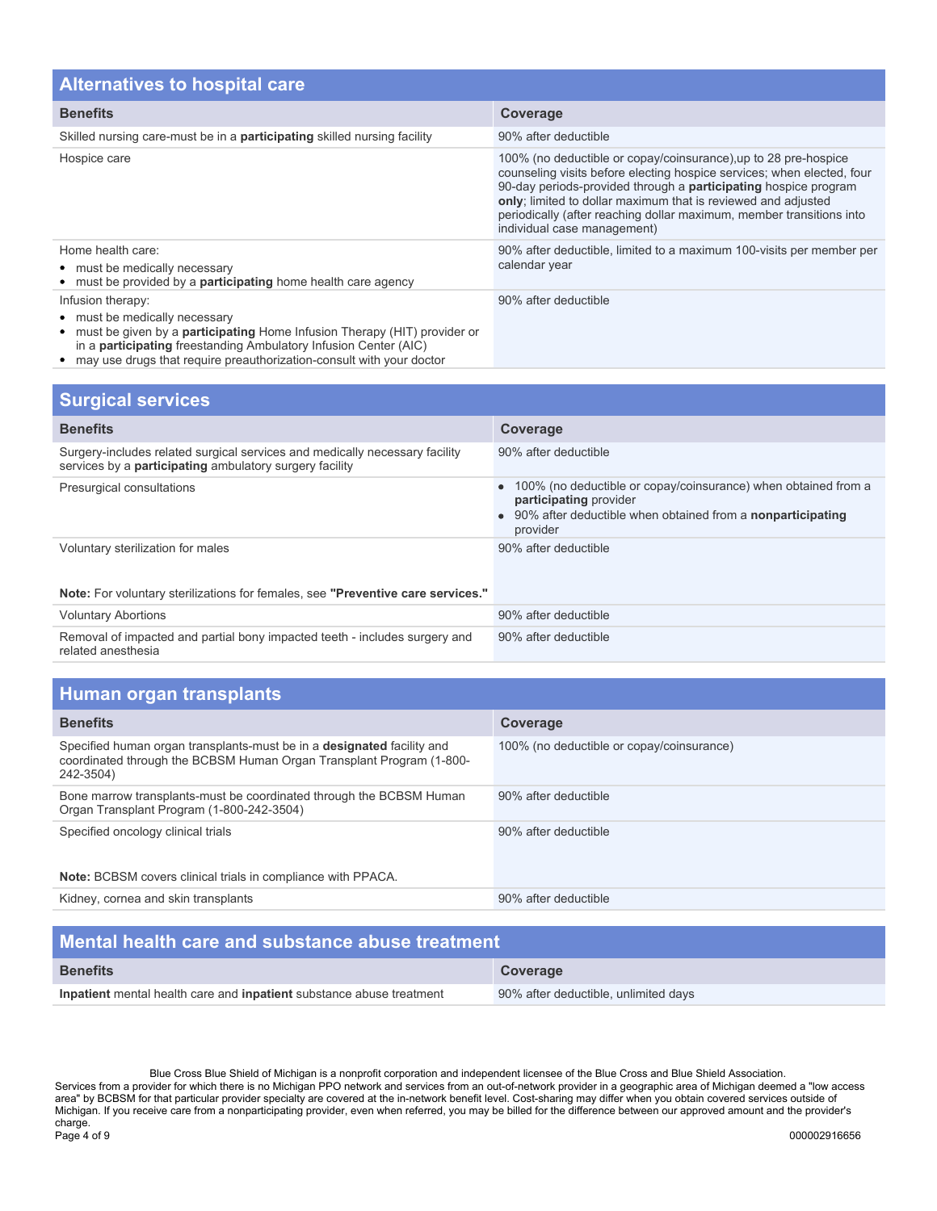## Alternatives to hospital care

| Benefits | Coverage |
|---|---|
| Skilled nursing care-must be in a **participating** skilled nursing facility | 90% after deductible |
| Hospice care | 100% (no deductible or copay/coinsurance),up to 28 pre-hospice counseling visits before electing hospice services; when elected, four 90-day periods-provided through a **participating** hospice program **only**; limited to dollar maximum that is reviewed and adjusted periodically (after reaching dollar maximum, member transitions into individual case management) |
| Home health care:<br>• must be medically necessary<br>• must be provided by a **participating** home health care agency | 90% after deductible, limited to a maximum 100-visits per member per calendar year |
| Infusion therapy:<br>• must be medically necessary<br>• must be given by a **participating** Home Infusion Therapy (HIT) provider or in a **participating** freestanding Ambulatory Infusion Center (AIC)<br>• may use drugs that require preauthorization-consult with your doctor | 90% after deductible |

## Surgical services

| Benefits | Coverage |
|---|---|
| Surgery-includes related surgical services and medically necessary facility services by a **participating** ambulatory surgery facility | 90% after deductible |
| Presurgical consultations | • 100% (no deductible or copay/coinsurance) when obtained from a **participating** provider<br>• 90% after deductible when obtained from a **nonparticipating** provider |
| Voluntary sterilization for males<br><br>**Note:** For voluntary sterilizations for females, see **"Preventive care services."** | 90% after deductible |
| Voluntary Abortions | 90% after deductible |
| Removal of impacted and partial bony impacted teeth - includes surgery and related anesthesia | 90% after deductible |

## Human organ transplants

| Benefits | Coverage |
|---|---|
| Specified human organ transplants-must be in a **designated** facility and coordinated through the BCBSM Human Organ Transplant Program (1-800-242-3504) | 100% (no deductible or copay/coinsurance) |
| Bone marrow transplants-must be coordinated through the BCBSM Human Organ Transplant Program (1-800-242-3504) | 90% after deductible |
| Specified oncology clinical trials<br><br>**Note:** BCBSM covers clinical trials in compliance with PPACA. | 90% after deductible |
| Kidney, cornea and skin transplants | 90% after deductible |

## Mental health care and substance abuse treatment

| Benefits | Coverage |
|---|---|
| **Inpatient** mental health care and **inpatient** substance abuse treatment | 90% after deductible, unlimited days |

Blue Cross Blue Shield of Michigan is a nonprofit corporation and independent licensee of the Blue Cross and Blue Shield Association.
Services from a provider for which there is no Michigan PPO network and services from an out-of-network provider in a geographic area of Michigan deemed a "low access area" by BCBSM for that particular provider specialty are covered at the in-network benefit level. Cost-sharing may differ when you obtain covered services outside of Michigan. If you receive care from a nonparticipating provider, even when referred, you may be billed for the difference between our approved amount and the provider's charge.

000002916656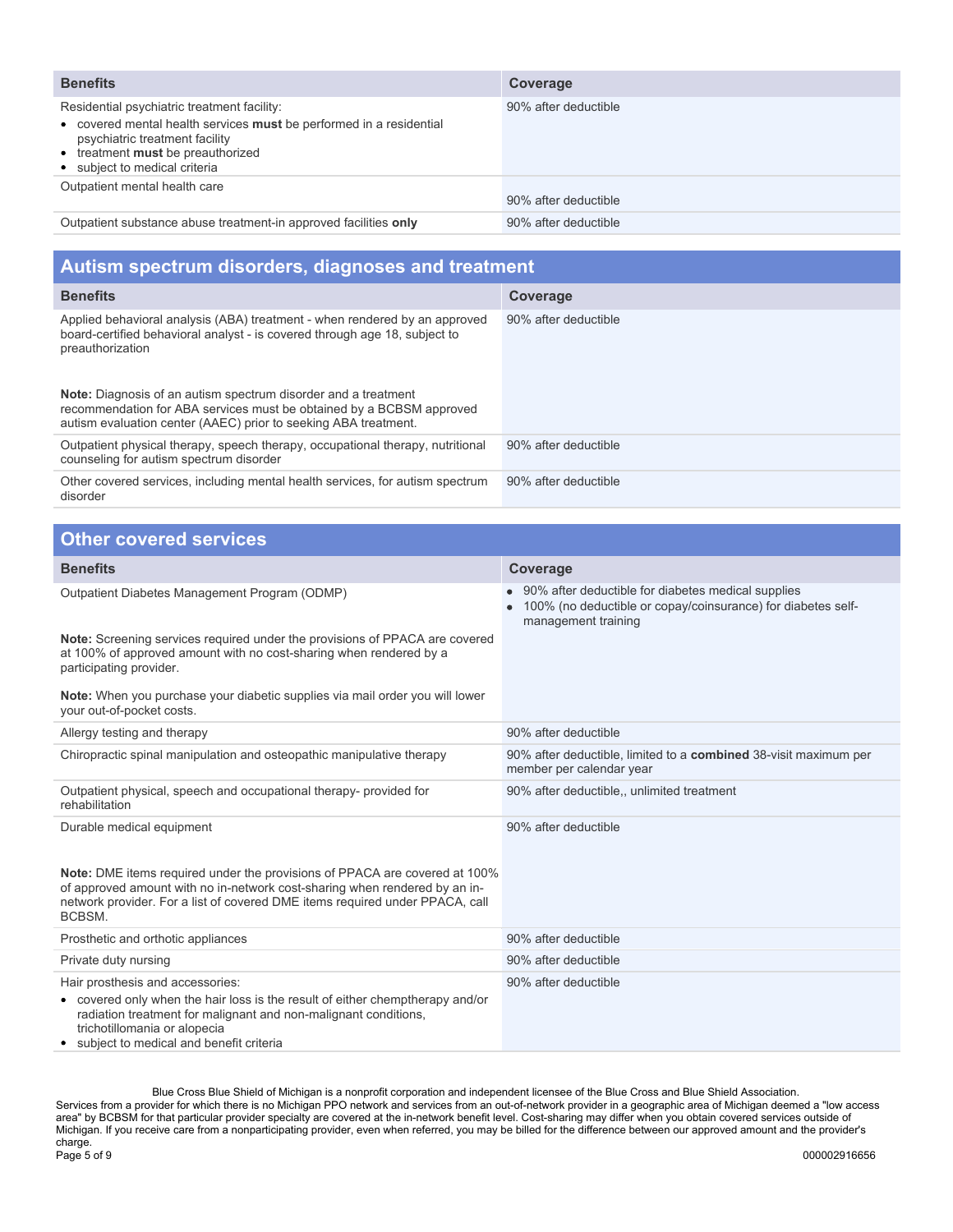| Benefits | Coverage |
|---|---|
| Residential psychiatric treatment facility:<br>• covered mental health services **must** be performed in a residential psychiatric treatment facility<br>• treatment **must** be preauthorized<br>• subject to medical criteria | 90% after deductible |
| Outpatient mental health care | 90% after deductible |
| Outpatient substance abuse treatment-in approved facilities **only** | 90% after deductible |

## Autism spectrum disorders, diagnoses and treatment

| Benefits | Coverage |
|---|---|
| Applied behavioral analysis (ABA) treatment - when rendered by an approved board-certified behavioral analyst - is covered through age 18, subject to preauthorization<br><br>**Note:** Diagnosis of an autism spectrum disorder and a treatment recommendation for ABA services must be obtained by a BCBSM approved autism evaluation center (AAEC) prior to seeking ABA treatment. | 90% after deductible |
| Outpatient physical therapy, speech therapy, occupational therapy, nutritional counseling for autism spectrum disorder | 90% after deductible |
| Other covered services, including mental health services, for autism spectrum disorder | 90% after deductible |

## Other covered services

| Benefits | Coverage |
|---|---|
| Outpatient Diabetes Management Program (ODMP)<br><br>**Note:** Screening services required under the provisions of PPACA are covered at 100% of approved amount with no cost-sharing when rendered by a participating provider.<br><br>**Note:** When you purchase your diabetic supplies via mail order you will lower your out-of-pocket costs. | • 90% after deductible for diabetes medical supplies<br>• 100% (no deductible or copay/coinsurance) for diabetes self-management training |
| Allergy testing and therapy | 90% after deductible |
| Chiropractic spinal manipulation and osteopathic manipulative therapy | 90% after deductible, limited to a **combined** 38-visit maximum per member per calendar year |
| Outpatient physical, speech and occupational therapy- provided for rehabilitation | 90% after deductible,, unlimited treatment |
| Durable medical equipment<br><br>**Note:** DME items required under the provisions of PPACA are covered at 100% of approved amount with no in-network cost-sharing when rendered by an in-network provider. For a list of covered DME items required under PPACA, call BCBSM. | 90% after deductible |
| Prosthetic and orthotic appliances | 90% after deductible |
| Private duty nursing | 90% after deductible |
| Hair prosthesis and accessories:<br>• covered only when the hair loss is the result of either chemptherapy and/or radiation treatment for malignant and non-malignant conditions, trichotillomania or alopecia<br>• subject to medical and benefit criteria | 90% after deductible |

Blue Cross Blue Shield of Michigan is a nonprofit corporation and independent licensee of the Blue Cross and Blue Shield Association.
Services from a provider for which there is no Michigan PPO network and services from an out-of-network provider in a geographic area of Michigan deemed a "low access area" by BCBSM for that particular provider specialty are covered at the in-network benefit level. Cost-sharing may differ when you obtain covered services outside of Michigan. If you receive care from a nonparticipating provider, even when referred, you may be billed for the difference between our approved amount and the provider's charge.

000002916656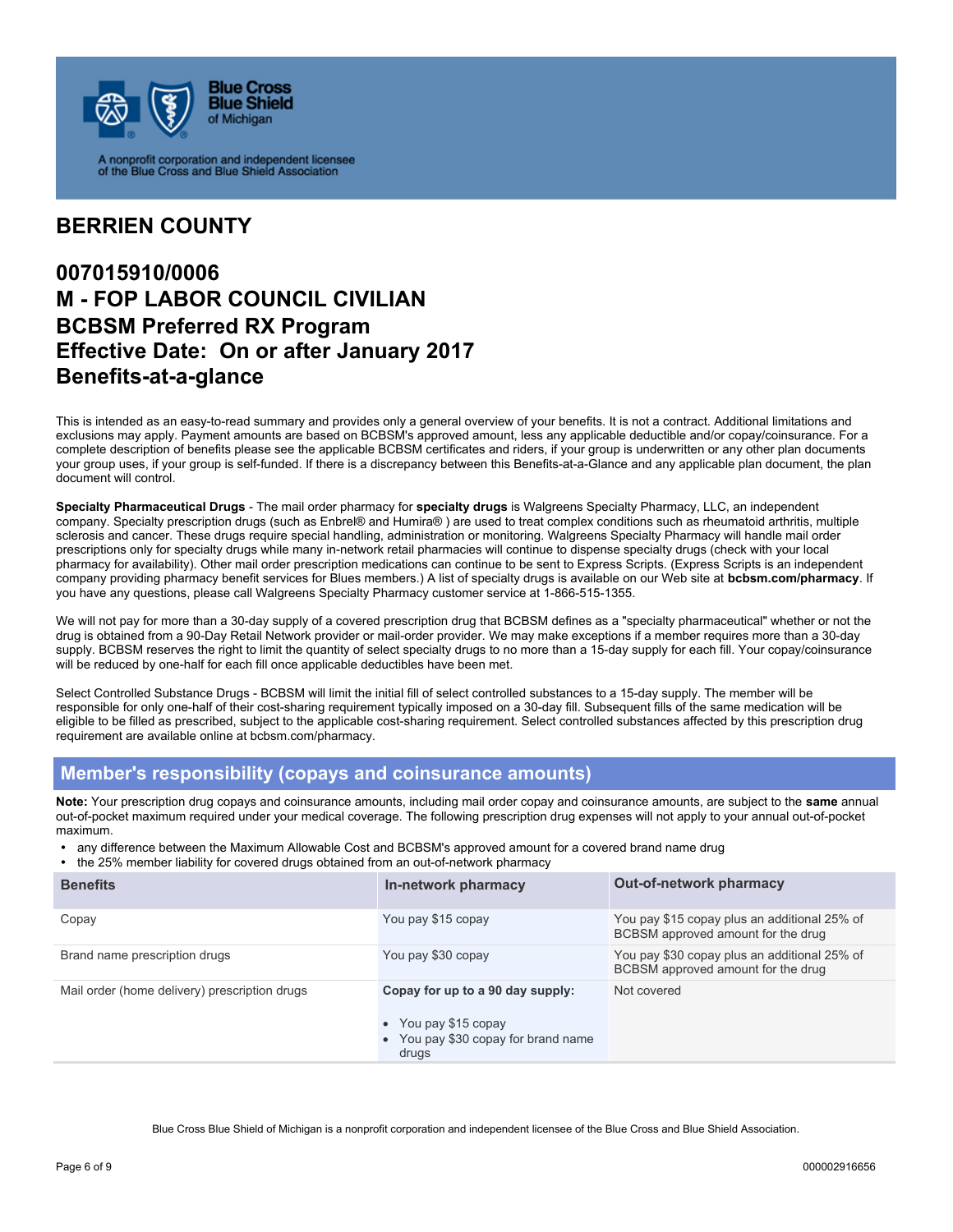Blue Cross Blue Shield of Michigan

A nonprofit corporation and independent licensee of the Blue Cross and Blue Shield Association

# BERRIEN COUNTY

## 007015910/0006
## M - FOP LABOR COUNCIL CIVILIAN
## BCBSM Preferred RX Program
## Effective Date: On or after January 2017
## Benefits-at-a-glance

This is intended as an easy-to-read summary and provides only a general overview of your benefits. It is not a contract. Additional limitations and exclusions may apply. Payment amounts are based on BCBSM's approved amount, less any applicable deductible and/or copay/coinsurance. For a complete description of benefits please see the applicable BCBSM certificates and riders, if your group is underwritten or any other plan documents your group uses, if your group is self-funded. If there is a discrepancy between this Benefits-at-a-Glance and any applicable plan document, the plan document will control.

**Specialty Pharmaceutical Drugs** - The mail order pharmacy for **specialty drugs** is Walgreens Specialty Pharmacy, LLC, an independent company. Specialty prescription drugs (such as Enbrel® and Humira® ) are used to treat complex conditions such as rheumatoid arthritis, multiple sclerosis and cancer. These drugs require special handling, administration or monitoring. Walgreens Specialty Pharmacy will handle mail order prescriptions only for specialty drugs while many in-network retail pharmacies will continue to dispense specialty drugs (check with your local pharmacy for availability). Other mail order prescription medications can continue to be sent to Express Scripts. (Express Scripts is an independent company providing pharmacy benefit services for Blues members.) A list of specialty drugs is available on our Web site at **bcbsm.com/pharmacy**. If you have any questions, please call Walgreens Specialty Pharmacy customer service at 1-866-515-1355.

We will not pay for more than a 30-day supply of a covered prescription drug that BCBSM defines as a "specialty pharmaceutical" whether or not the drug is obtained from a 90-Day Retail Network provider or mail-order provider. We may make exceptions if a member requires more than a 30-day supply. BCBSM reserves the right to limit the quantity of select specialty drugs to no more than a 15-day supply for each fill. Your copay/coinsurance will be reduced by one-half for each fill once applicable deductibles have been met.

Select Controlled Substance Drugs - BCBSM will limit the initial fill of select controlled substances to a 15-day supply. The member will be responsible for only one-half of their cost-sharing requirement typically imposed on a 30-day fill. Subsequent fills of the same medication will be eligible to be filled as prescribed, subject to the applicable cost-sharing requirement. Select controlled substances affected by this prescription drug requirement are available online at bcbsm.com/pharmacy.

## Member's responsibility (copays and coinsurance amounts)

**Note:** Your prescription drug copays and coinsurance amounts, including mail order copay and coinsurance amounts, are subject to the **same** annual out-of-pocket maximum required under your medical coverage. The following prescription drug expenses will not apply to your annual out-of-pocket maximum.

- any difference between the Maximum Allowable Cost and BCBSM's approved amount for a covered brand name drug
- the 25% member liability for covered drugs obtained from an out-of-network pharmacy

| Benefits | In-network pharmacy | Out-of-network pharmacy |
|---|---|---|
| Copay | You pay $15 copay | You pay $15 copay plus an additional 25% of BCBSM approved amount for the drug |
| Brand name prescription drugs | You pay $30 copay | You pay $30 copay plus an additional 25% of BCBSM approved amount for the drug |
| Mail order (home delivery) prescription drugs | **Copay for up to a 90 day supply:** • You pay $15 copay • You pay $30 copay for brand name drugs | Not covered |

Blue Cross Blue Shield of Michigan is a nonprofit corporation and independent licensee of the Blue Cross and Blue Shield Association.

000002916656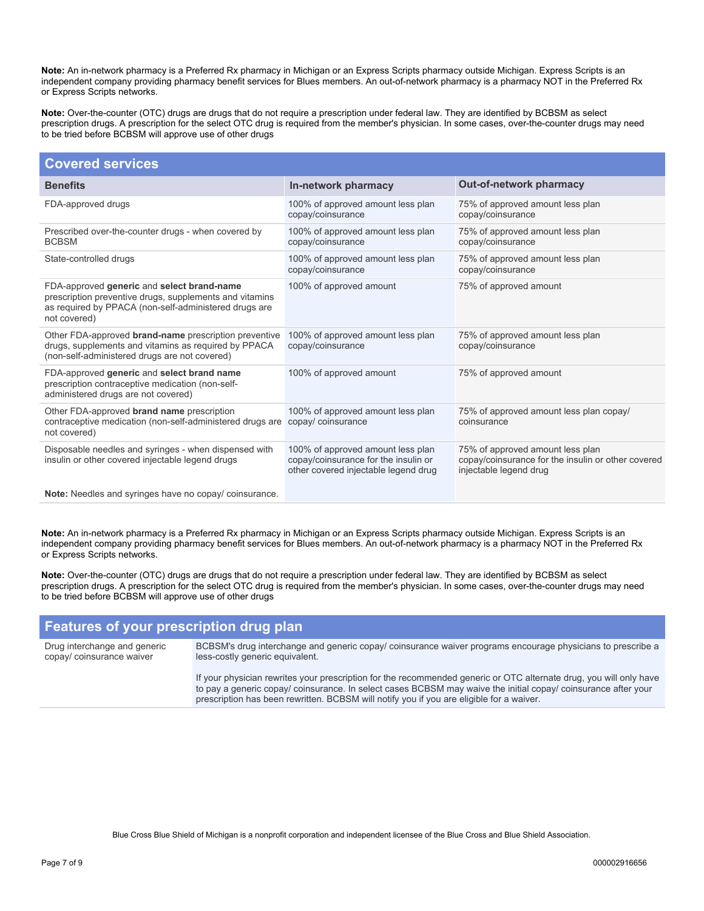**Note:** An in-network pharmacy is a Preferred Rx pharmacy in Michigan or an Express Scripts pharmacy outside Michigan. Express Scripts is an independent company providing pharmacy benefit services for Blues members. An out-of-network pharmacy is a pharmacy NOT in the Preferred Rx or Express Scripts networks.

**Note:** Over-the-counter (OTC) drugs are drugs that do not require a prescription under federal law. They are identified by BCBSM as select prescription drugs. A prescription for the select OTC drug is required from the member's physician. In some cases, over-the-counter drugs may need to be tried before BCBSM will approve use of other drugs

## Covered services

| Benefits | In-network pharmacy | Out-of-network pharmacy |
|---|---|---|
| FDA-approved drugs | 100% of approved amount less plan copay/coinsurance | 75% of approved amount less plan copay/coinsurance |
| Prescribed over-the-counter drugs - when covered by BCBSM | 100% of approved amount less plan copay/coinsurance | 75% of approved amount less plan copay/coinsurance |
| State-controlled drugs | 100% of approved amount less plan copay/coinsurance | 75% of approved amount less plan copay/coinsurance |
| FDA-approved **generic** and **select brand-name** prescription preventive drugs, supplements and vitamins as required by PPACA (non-self-administered drugs are not covered) | 100% of approved amount | 75% of approved amount |
| Other FDA-approved **brand-name** prescription preventive drugs, supplements and vitamins as required by PPACA (non-self-administered drugs are not covered) | 100% of approved amount less plan copay/coinsurance | 75% of approved amount less plan copay/coinsurance |
| FDA-approved **generic** and **select brand name** prescription contraceptive medication (non-self-administered drugs are not covered) | 100% of approved amount | 75% of approved amount |
| Other FDA-approved **brand name** prescription contraceptive medication (non-self-administered drugs are not covered) | 100% of approved amount less plan copay/ coinsurance | 75% of approved amount less plan copay/ coinsurance |
| Disposable needles and syringes - when dispensed with insulin or other covered injectable legend drugs<br><br>**Note:** Needles and syringes have no copay/ coinsurance. | 100% of approved amount less plan copay/coinsurance for the insulin or other covered injectable legend drug | 75% of approved amount less plan copay/coinsurance for the insulin or other covered injectable legend drug |

**Note:** An in-network pharmacy is a Preferred Rx pharmacy in Michigan or an Express Scripts pharmacy outside Michigan. Express Scripts is an independent company providing pharmacy benefit services for Blues members. An out-of-network pharmacy is a pharmacy NOT in the Preferred Rx or Express Scripts networks.

**Note:** Over-the-counter (OTC) drugs are drugs that do not require a prescription under federal law. They are identified by BCBSM as select prescription drugs. A prescription for the select OTC drug is required from the member's physician. In some cases, over-the-counter drugs may need to be tried before BCBSM will approve use of other drugs

## Features of your prescription drug plan

| | |
|---|---|
| Drug interchange and generic copay/ coinsurance waiver | BCBSM's drug interchange and generic copay/ coinsurance waiver programs encourage physicians to prescribe a less-costly generic equivalent.<br><br>If your physician rewrites your prescription for the recommended generic or OTC alternate drug, you will only have to pay a generic copay/ coinsurance. In select cases BCBSM may waive the initial copay/ coinsurance after your prescription has been rewritten. BCBSM will notify you if you are eligible for a waiver. |

Blue Cross Blue Shield of Michigan is a nonprofit corporation and independent licensee of the Blue Cross and Blue Shield Association.

000002916656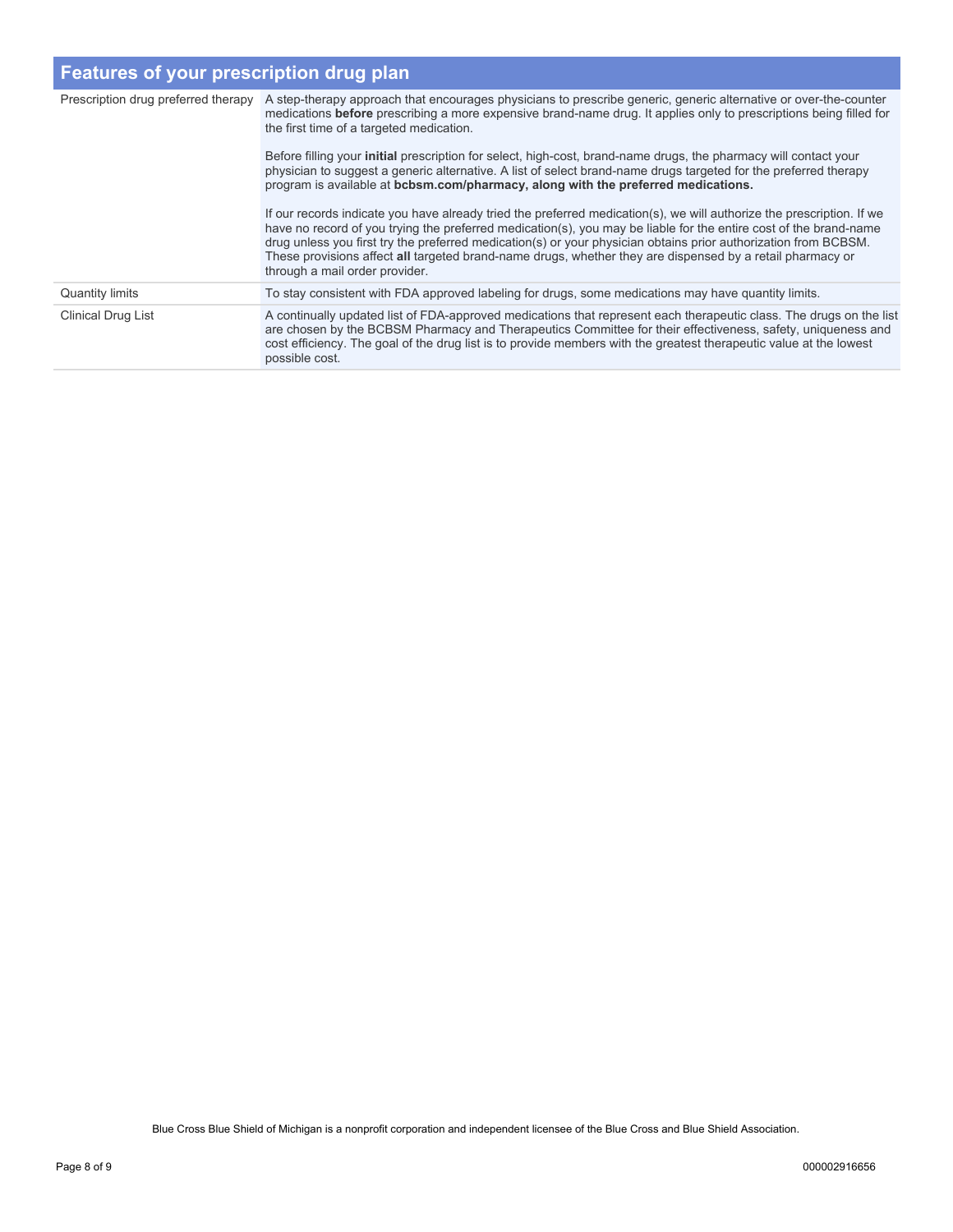## Features of your prescription drug plan

| | |
|---|---|
| Prescription drug preferred therapy | A step-therapy approach that encourages physicians to prescribe generic, generic alternative or over-the-counter medications **before** prescribing a more expensive brand-name drug. It applies only to prescriptions being filled for the first time of a targeted medication.<br><br>Before filling your **initial** prescription for select, high-cost, brand-name drugs, the pharmacy will contact your physician to suggest a generic alternative. A list of select brand-name drugs targeted for the preferred therapy program is available at **bcbsm.com/pharmacy, along with the preferred medications.**<br><br>If our records indicate you have already tried the preferred medication(s), we will authorize the prescription. If we have no record of you trying the preferred medication(s), you may be liable for the entire cost of the brand-name drug unless you first try the preferred medication(s) or your physician obtains prior authorization from BCBSM. These provisions affect **all** targeted brand-name drugs, whether they are dispensed by a retail pharmacy or through a mail order provider. |
| Quantity limits | To stay consistent with FDA approved labeling for drugs, some medications may have quantity limits. |
| Clinical Drug List | A continually updated list of FDA-approved medications that represent each therapeutic class. The drugs on the list are chosen by the BCBSM Pharmacy and Therapeutics Committee for their effectiveness, safety, uniqueness and cost efficiency. The goal of the drug list is to provide members with the greatest therapeutic value at the lowest possible cost. |

Blue Cross Blue Shield of Michigan is a nonprofit corporation and independent licensee of the Blue Cross and Blue Shield Association.

000002916656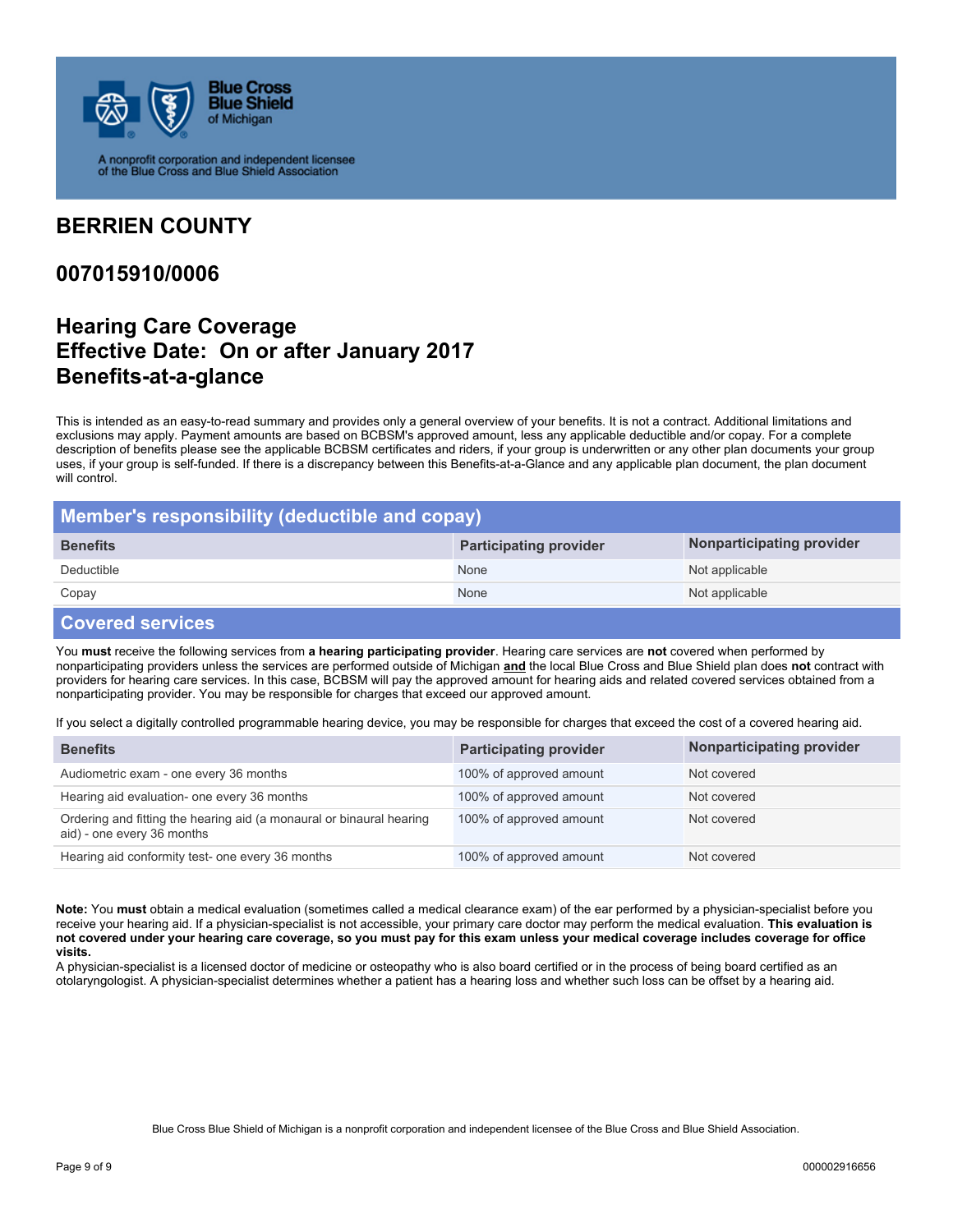Blue Cross Blue Shield of Michigan

A nonprofit corporation and independent licensee of the Blue Cross and Blue Shield Association

## BERRIEN COUNTY

## 007015910/0006

## Hearing Care Coverage
## Effective Date: On or after January 2017
## Benefits-at-a-glance

This is intended as an easy-to-read summary and provides only a general overview of your benefits. It is not a contract. Additional limitations and exclusions may apply. Payment amounts are based on BCBSM's approved amount, less any applicable deductible and/or copay. For a complete description of benefits please see the applicable BCBSM certificates and riders, if your group is underwritten or any other plan documents your group uses, if your group is self-funded. If there is a discrepancy between this Benefits-at-a-Glance and any applicable plan document, the plan document will control.

### Member's responsibility (deductible and copay)

| Benefits | Participating provider | Nonparticipating provider |
|---|---|---|
| Deductible | None | Not applicable |
| Copay | None | Not applicable |

### Covered services

You **must** receive the following services from **a hearing participating provider**. Hearing care services are **not** covered when performed by nonparticipating providers unless the services are performed outside of Michigan **and** the local Blue Cross and Blue Shield plan does **not** contract with providers for hearing care services. In this case, BCBSM will pay the approved amount for hearing aids and related covered services obtained from a nonparticipating provider. You may be responsible for charges that exceed our approved amount.

If you select a digitally controlled programmable hearing device, you may be responsible for charges that exceed the cost of a covered hearing aid.

| Benefits | Participating provider | Nonparticipating provider |
|---|---|---|
| Audiometric exam - one every 36 months | 100% of approved amount | Not covered |
| Hearing aid evaluation- one every 36 months | 100% of approved amount | Not covered |
| Ordering and fitting the hearing aid (a monaural or binaural hearing aid) - one every 36 months | 100% of approved amount | Not covered |
| Hearing aid conformity test- one every 36 months | 100% of approved amount | Not covered |

**Note:** You **must** obtain a medical evaluation (sometimes called a medical clearance exam) of the ear performed by a physician-specialist before you receive your hearing aid. If a physician-specialist is not accessible, your primary care doctor may perform the medical evaluation. **This evaluation is not covered under your hearing care coverage, so you must pay for this exam unless your medical coverage includes coverage for office visits.**

A physician-specialist is a licensed doctor of medicine or osteopathy who is also board certified or in the process of being board certified as an otolaryngologist. A physician-specialist determines whether a patient has a hearing loss and whether such loss can be offset by a hearing aid.

Blue Cross Blue Shield of Michigan is a nonprofit corporation and independent licensee of the Blue Cross and Blue Shield Association.

000002916656